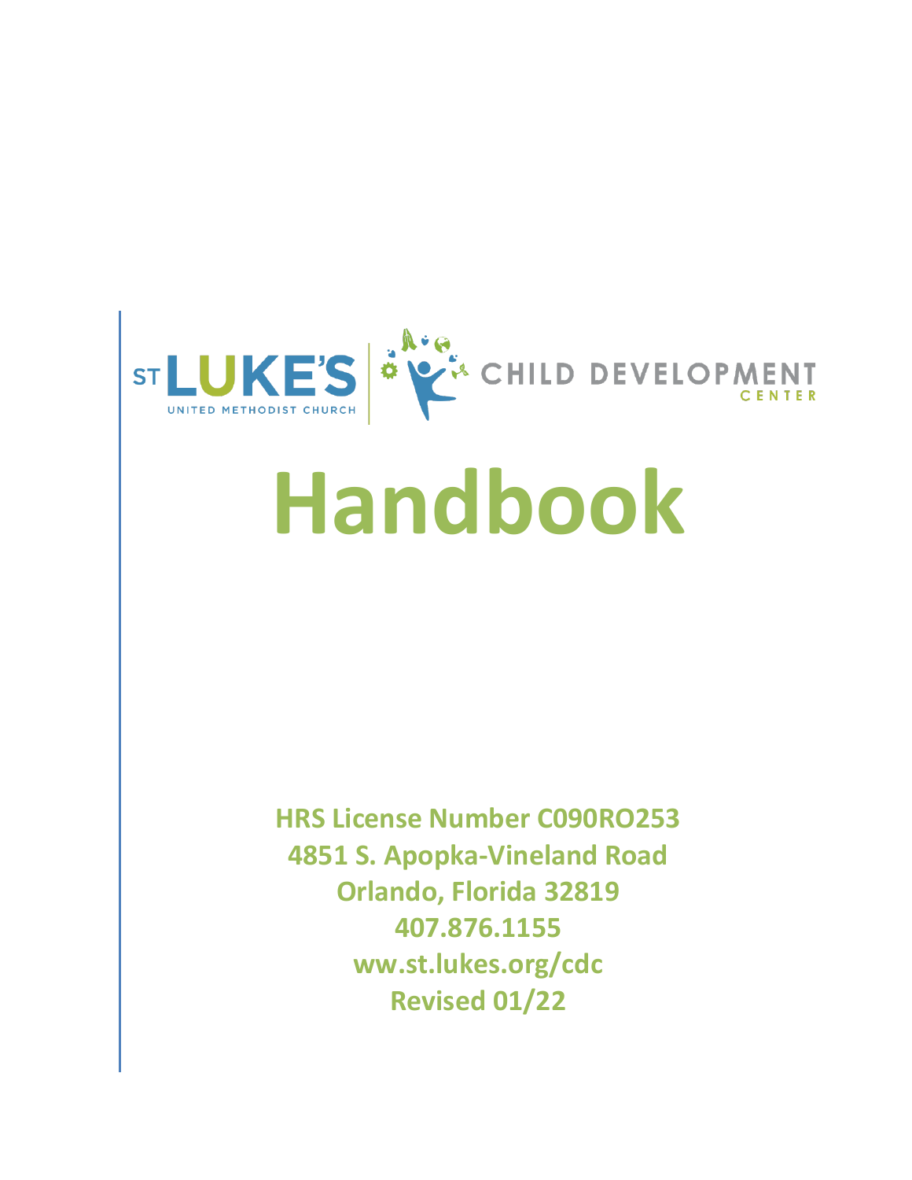ST LUKE'S UNITED METHODIST CHURCH | CHILD DEVELOPMENT CENTER

# Handbook

**HRS License Number C090RO253**
**4851 S. Apopka-Vineland Road**
**Orlando, Florida 32819**
**407.876.1155**
**ww.st.lukes.org/cdc**
**Revised 01/22**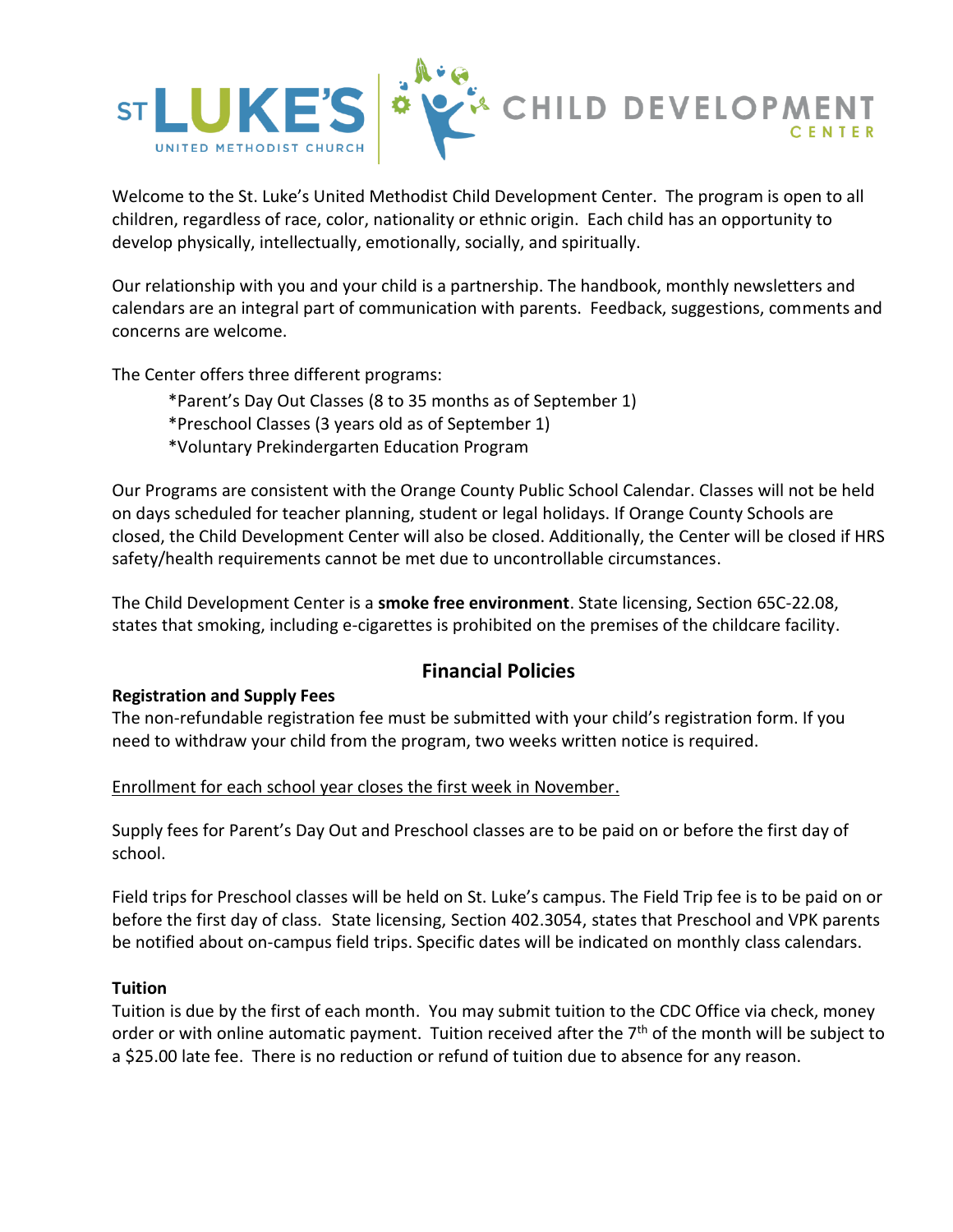Welcome to the St. Luke's United Methodist Child Development Center. The program is open to all children, regardless of race, color, nationality or ethnic origin. Each child has an opportunity to develop physically, intellectually, emotionally, socially, and spiritually.

Our relationship with you and your child is a partnership. The handbook, monthly newsletters and calendars are an integral part of communication with parents. Feedback, suggestions, comments and concerns are welcome.

The Center offers three different programs:

*Parent's Day Out Classes (8 to 35 months as of September 1)
*Preschool Classes (3 years old as of September 1)
*Voluntary Prekindergarten Education Program

Our Programs are consistent with the Orange County Public School Calendar. Classes will not be held on days scheduled for teacher planning, student or legal holidays. If Orange County Schools are closed, the Child Development Center will also be closed. Additionally, the Center will be closed if HRS safety/health requirements cannot be met due to uncontrollable circumstances.

The Child Development Center is a **smoke free environment**. State licensing, Section 65C-22.08, states that smoking, including e-cigarettes is prohibited on the premises of the childcare facility.

## Financial Policies

**Registration and Supply Fees**

The non-refundable registration fee must be submitted with your child's registration form. If you need to withdraw your child from the program, two weeks written notice is required.

Enrollment for each school year closes the first week in November.

Supply fees for Parent's Day Out and Preschool classes are to be paid on or before the first day of school.

Field trips for Preschool classes will be held on St. Luke's campus. The Field Trip fee is to be paid on or before the first day of class. State licensing, Section 402.3054, states that Preschool and VPK parents be notified about on-campus field trips. Specific dates will be indicated on monthly class calendars.

**Tuition**

Tuition is due by the first of each month. You may submit tuition to the CDC Office via check, money order or with online automatic payment. Tuition received after the 7th of the month will be subject to a $25.00 late fee. There is no reduction or refund of tuition due to absence for any reason.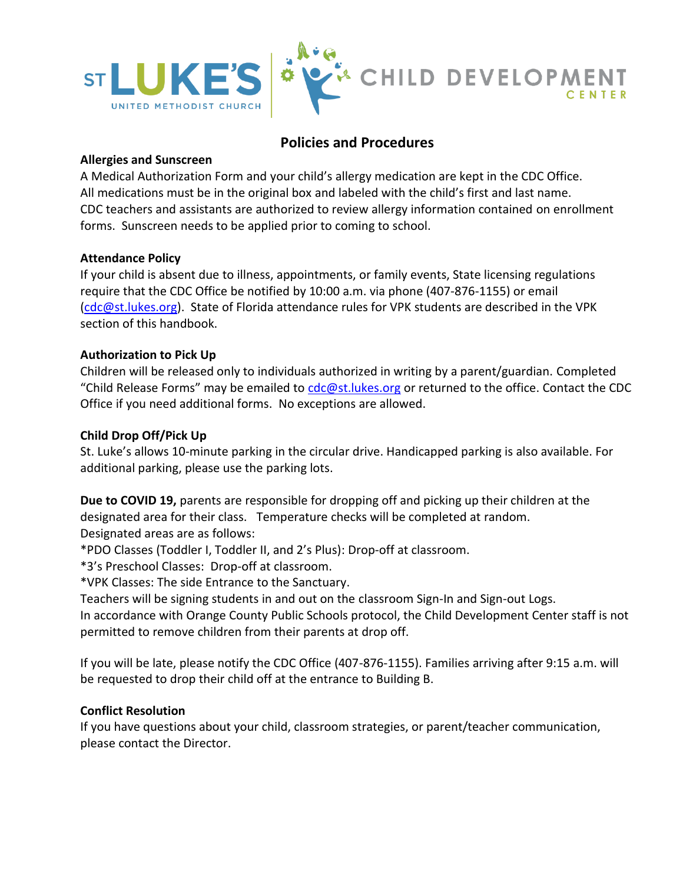ST LUKE'S UNITED METHODIST CHURCH | CHILD DEVELOPMENT CENTER

# Policies and Procedures

**Allergies and Sunscreen**

A Medical Authorization Form and your child's allergy medication are kept in the CDC Office. All medications must be in the original box and labeled with the child's first and last name. CDC teachers and assistants are authorized to review allergy information contained on enrollment forms. Sunscreen needs to be applied prior to coming to school.

**Attendance Policy**

If your child is absent due to illness, appointments, or family events, State licensing regulations require that the CDC Office be notified by 10:00 a.m. via phone (407-876-1155) or email (cdc@st.lukes.org). State of Florida attendance rules for VPK students are described in the VPK section of this handbook.

**Authorization to Pick Up**

Children will be released only to individuals authorized in writing by a parent/guardian. Completed "Child Release Forms" may be emailed to cdc@st.lukes.org or returned to the office. Contact the CDC Office if you need additional forms. No exceptions are allowed.

**Child Drop Off/Pick Up**

St. Luke's allows 10-minute parking in the circular drive. Handicapped parking is also available. For additional parking, please use the parking lots.

**Due to COVID 19,** parents are responsible for dropping off and picking up their children at the designated area for their class. Temperature checks will be completed at random.
Designated areas are as follows:
*PDO Classes (Toddler I, Toddler II, and 2's Plus): Drop-off at classroom.
*3's Preschool Classes: Drop-off at classroom.
*VPK Classes: The side Entrance to the Sanctuary.
Teachers will be signing students in and out on the classroom Sign-In and Sign-out Logs.
In accordance with Orange County Public Schools protocol, the Child Development Center staff is not permitted to remove children from their parents at drop off.

If you will be late, please notify the CDC Office (407-876-1155). Families arriving after 9:15 a.m. will be requested to drop their child off at the entrance to Building B.

**Conflict Resolution**

If you have questions about your child, classroom strategies, or parent/teacher communication, please contact the Director.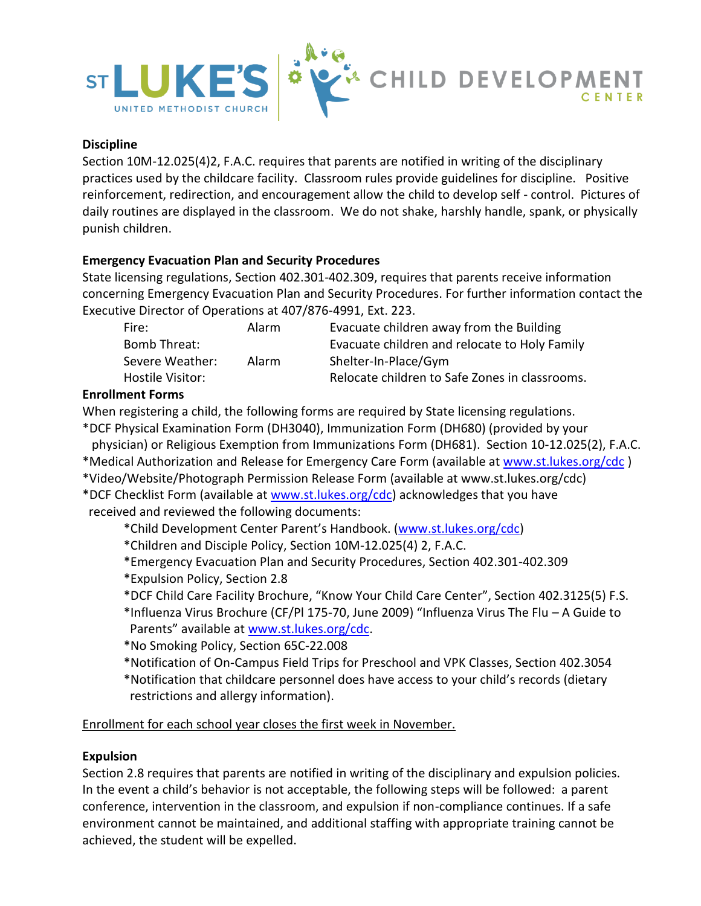**Discipline**

Section 10M-12.025(4)2, F.A.C. requires that parents are notified in writing of the disciplinary practices used by the childcare facility. Classroom rules provide guidelines for discipline. Positive reinforcement, redirection, and encouragement allow the child to develop self - control. Pictures of daily routines are displayed in the classroom. We do not shake, harshly handle, spank, or physically punish children.

**Emergency Evacuation Plan and Security Procedures**

State licensing regulations, Section 402.301-402.309, requires that parents receive information concerning Emergency Evacuation Plan and Security Procedures. For further information contact the Executive Director of Operations at 407/876-4991, Ext. 223.

| | | |
|---|---|---|
| Fire: | Alarm | Evacuate children away from the Building |
| Bomb Threat: | | Evacuate children and relocate to Holy Family |
| Severe Weather: | Alarm | Shelter-In-Place/Gym |
| Hostile Visitor: | | Relocate children to Safe Zones in classrooms. |

**Enrollment Forms**

When registering a child, the following forms are required by State licensing regulations.

*DCF Physical Examination Form (DH3040), Immunization Form (DH680) (provided by your physician) or Religious Exemption from Immunizations Form (DH681). Section 10-12.025(2), F.A.C.
*Medical Authorization and Release for Emergency Care Form (available at www.st.lukes.org/cdc )
*Video/Website/Photograph Permission Release Form (available at www.st.lukes.org/cdc)
*DCF Checklist Form (available at www.st.lukes.org/cdc) acknowledges that you have received and reviewed the following documents:

- *Child Development Center Parent's Handbook. (www.st.lukes.org/cdc)
- *Children and Disciple Policy, Section 10M-12.025(4) 2, F.A.C.
- *Emergency Evacuation Plan and Security Procedures, Section 402.301-402.309
- *Expulsion Policy, Section 2.8
- *DCF Child Care Facility Brochure, "Know Your Child Care Center", Section 402.3125(5) F.S.
- *Influenza Virus Brochure (CF/PI 175-70, June 2009) "Influenza Virus The Flu – A Guide to Parents" available at www.st.lukes.org/cdc.
- *No Smoking Policy, Section 65C-22.008
- *Notification of On-Campus Field Trips for Preschool and VPK Classes, Section 402.3054
- *Notification that childcare personnel does have access to your child's records (dietary restrictions and allergy information).

<u>Enrollment for each school year closes the first week in November.</u>

**Expulsion**

Section 2.8 requires that parents are notified in writing of the disciplinary and expulsion policies. In the event a child's behavior is not acceptable, the following steps will be followed: a parent conference, intervention in the classroom, and expulsion if non-compliance continues. If a safe environment cannot be maintained, and additional staffing with appropriate training cannot be achieved, the student will be expelled.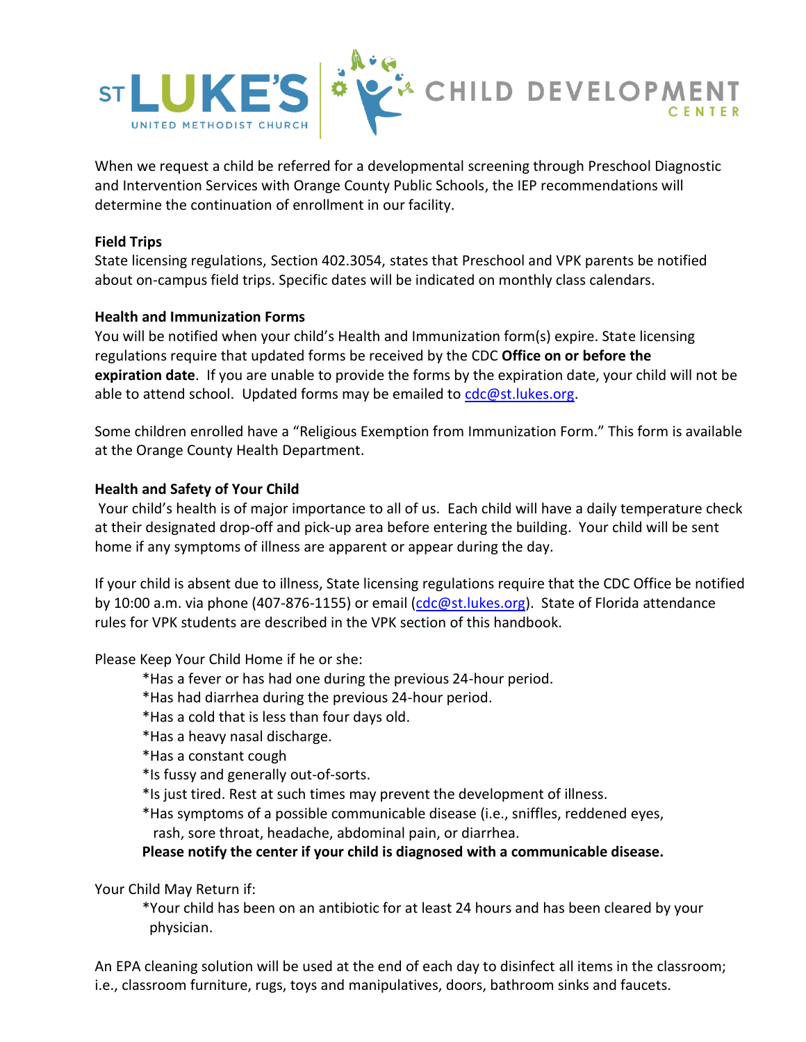When we request a child be referred for a developmental screening through Preschool Diagnostic and Intervention Services with Orange County Public Schools, the IEP recommendations will determine the continuation of enrollment in our facility.

**Field Trips**

State licensing regulations, Section 402.3054, states that Preschool and VPK parents be notified about on-campus field trips. Specific dates will be indicated on monthly class calendars.

**Health and Immunization Forms**

You will be notified when your child's Health and Immunization form(s) expire. State licensing regulations require that updated forms be received by the CDC **Office on or before the expiration date**. If you are unable to provide the forms by the expiration date, your child will not be able to attend school. Updated forms may be emailed to cdc@st.lukes.org.

Some children enrolled have a "Religious Exemption from Immunization Form." This form is available at the Orange County Health Department.

**Health and Safety of Your Child**

Your child's health is of major importance to all of us. Each child will have a daily temperature check at their designated drop-off and pick-up area before entering the building. Your child will be sent home if any symptoms of illness are apparent or appear during the day.

If your child is absent due to illness, State licensing regulations require that the CDC Office be notified by 10:00 a.m. via phone (407-876-1155) or email (cdc@st.lukes.org). State of Florida attendance rules for VPK students are described in the VPK section of this handbook.

Please Keep Your Child Home if he or she:

*Has a fever or has had one during the previous 24-hour period.
*Has had diarrhea during the previous 24-hour period.
*Has a cold that is less than four days old.
*Has a heavy nasal discharge.
*Has a constant cough
*Is fussy and generally out-of-sorts.
*Is just tired. Rest at such times may prevent the development of illness.
*Has symptoms of a possible communicable disease (i.e., sniffles, reddened eyes, rash, sore throat, headache, abdominal pain, or diarrhea.

**Please notify the center if your child is diagnosed with a communicable disease.**

Your Child May Return if:

*Your child has been on an antibiotic for at least 24 hours and has been cleared by your physician.

An EPA cleaning solution will be used at the end of each day to disinfect all items in the classroom; i.e., classroom furniture, rugs, toys and manipulatives, doors, bathroom sinks and faucets.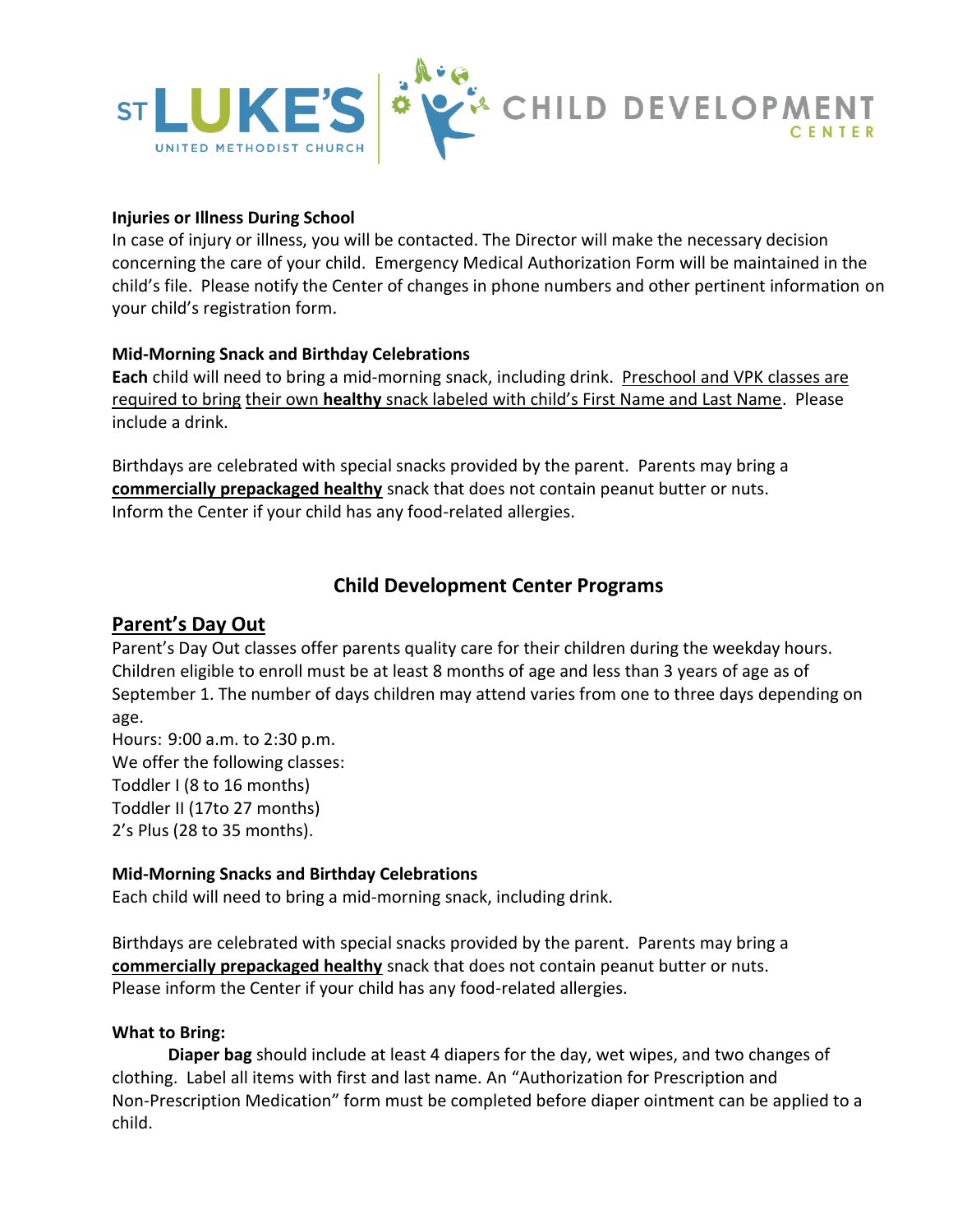**Injuries or Illness During School**

In case of injury or illness, you will be contacted. The Director will make the necessary decision concerning the care of your child. Emergency Medical Authorization Form will be maintained in the child's file. Please notify the Center of changes in phone numbers and other pertinent information on your child's registration form.

**Mid-Morning Snack and Birthday Celebrations**

**Each** child will need to bring a mid-morning snack, including drink. Preschool and VPK classes are required to bring their own **healthy** snack labeled with child's First Name and Last Name. Please include a drink.

Birthdays are celebrated with special snacks provided by the parent. Parents may bring a **commercially prepackaged healthy** snack that does not contain peanut butter or nuts. Inform the Center if your child has any food-related allergies.

## Child Development Center Programs

### Parent's Day Out

Parent's Day Out classes offer parents quality care for their children during the weekday hours. Children eligible to enroll must be at least 8 months of age and less than 3 years of age as of September 1. The number of days children may attend varies from one to three days depending on age.

Hours: 9:00 a.m. to 2:30 p.m.

We offer the following classes:

Toddler I (8 to 16 months)

Toddler II (17to 27 months)

2's Plus (28 to 35 months).

**Mid-Morning Snacks and Birthday Celebrations**

Each child will need to bring a mid-morning snack, including drink.

Birthdays are celebrated with special snacks provided by the parent. Parents may bring a **commercially prepackaged healthy** snack that does not contain peanut butter or nuts. Please inform the Center if your child has any food-related allergies.

**What to Bring:**

**Diaper bag** should include at least 4 diapers for the day, wet wipes, and two changes of clothing. Label all items with first and last name. An "Authorization for Prescription and Non-Prescription Medication" form must be completed before diaper ointment can be applied to a child.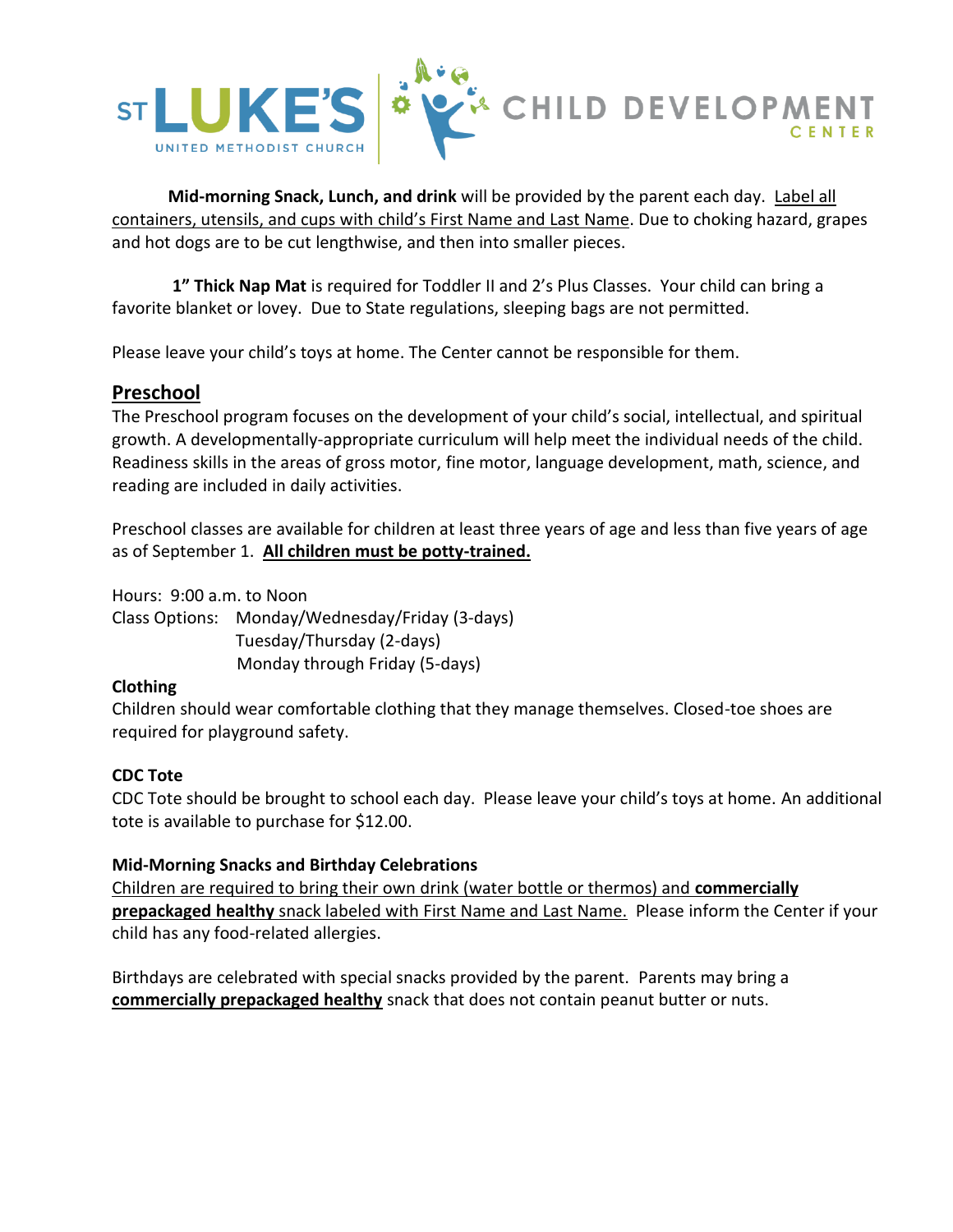**Mid-morning Snack, Lunch, and drink** will be provided by the parent each day. Label all containers, utensils, and cups with child's First Name and Last Name. Due to choking hazard, grapes and hot dogs are to be cut lengthwise, and then into smaller pieces.

**1" Thick Nap Mat** is required for Toddler II and 2's Plus Classes. Your child can bring a favorite blanket or lovey. Due to State regulations, sleeping bags are not permitted.

Please leave your child's toys at home. The Center cannot be responsible for them.

## Preschool

The Preschool program focuses on the development of your child's social, intellectual, and spiritual growth. A developmentally-appropriate curriculum will help meet the individual needs of the child. Readiness skills in the areas of gross motor, fine motor, language development, math, science, and reading are included in daily activities.

Preschool classes are available for children at least three years of age and less than five years of age as of September 1. **All children must be potty-trained.**

Hours: 9:00 a.m. to Noon
Class Options: Monday/Wednesday/Friday (3-days)
Tuesday/Thursday (2-days)
Monday through Friday (5-days)

**Clothing**
Children should wear comfortable clothing that they manage themselves. Closed-toe shoes are required for playground safety.

**CDC Tote**
CDC Tote should be brought to school each day. Please leave your child's toys at home. An additional tote is available to purchase for $12.00.

**Mid-Morning Snacks and Birthday Celebrations**
Children are required to bring their own drink (water bottle or thermos) and **commercially prepackaged healthy** snack labeled with First Name and Last Name. Please inform the Center if your child has any food-related allergies.

Birthdays are celebrated with special snacks provided by the parent. Parents may bring a **commercially prepackaged healthy** snack that does not contain peanut butter or nuts.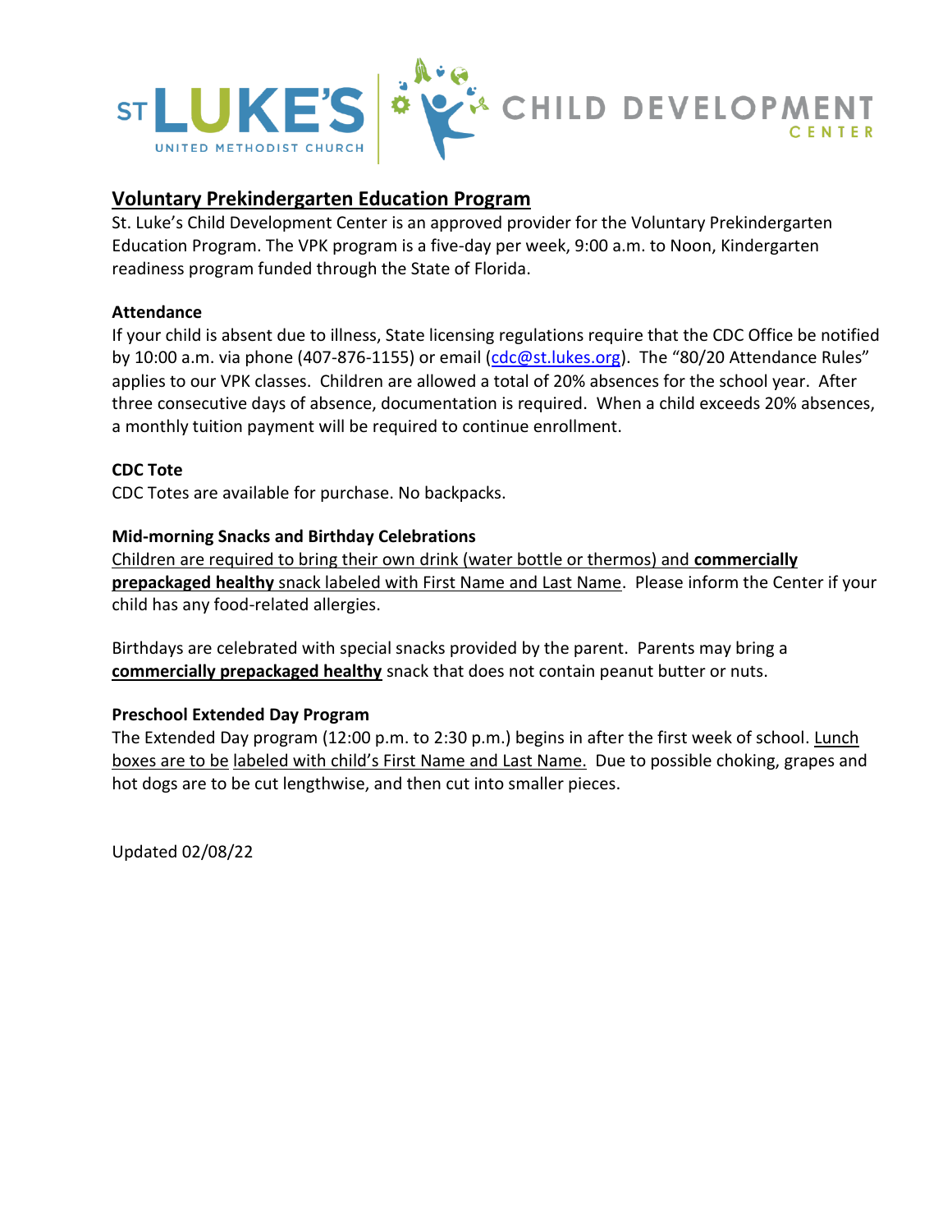ST LUKE'S UNITED METHODIST CHURCH | CHILD DEVELOPMENT CENTER

## Voluntary Prekindergarten Education Program

St. Luke's Child Development Center is an approved provider for the Voluntary Prekindergarten Education Program. The VPK program is a five-day per week, 9:00 a.m. to Noon, Kindergarten readiness program funded through the State of Florida.

**Attendance**

If your child is absent due to illness, State licensing regulations require that the CDC Office be notified by 10:00 a.m. via phone (407-876-1155) or email (cdc@st.lukes.org). The "80/20 Attendance Rules" applies to our VPK classes. Children are allowed a total of 20% absences for the school year. After three consecutive days of absence, documentation is required. When a child exceeds 20% absences, a monthly tuition payment will be required to continue enrollment.

**CDC Tote**

CDC Totes are available for purchase. No backpacks.

**Mid-morning Snacks and Birthday Celebrations**

Children are required to bring their own drink (water bottle or thermos) and **commercially prepackaged healthy** snack labeled with First Name and Last Name. Please inform the Center if your child has any food-related allergies.

Birthdays are celebrated with special snacks provided by the parent. Parents may bring a **commercially prepackaged healthy** snack that does not contain peanut butter or nuts.

**Preschool Extended Day Program**

The Extended Day program (12:00 p.m. to 2:30 p.m.) begins in after the first week of school. Lunch boxes are to be labeled with child's First Name and Last Name. Due to possible choking, grapes and hot dogs are to be cut lengthwise, and then cut into smaller pieces.

Updated 02/08/22